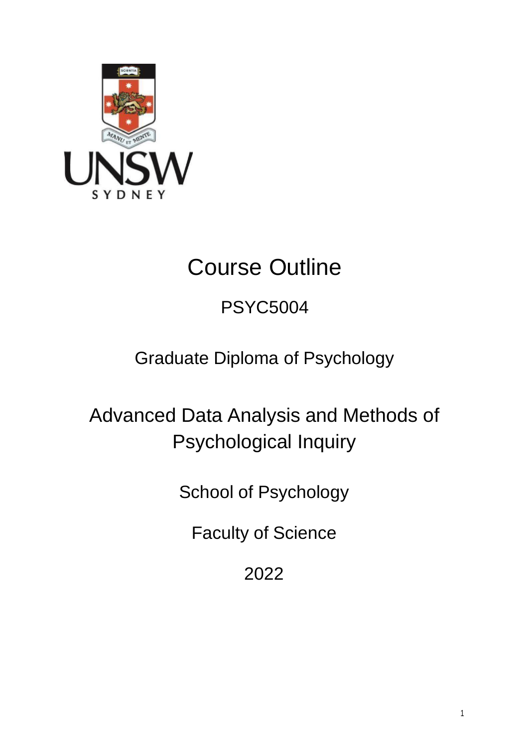# Course Outline

## PSYC5004

Graduate Diploma of Psychology

## Advanced Data Analysis and Methods of Psychological Inquiry

School of Psychology

Faculty of Science

2022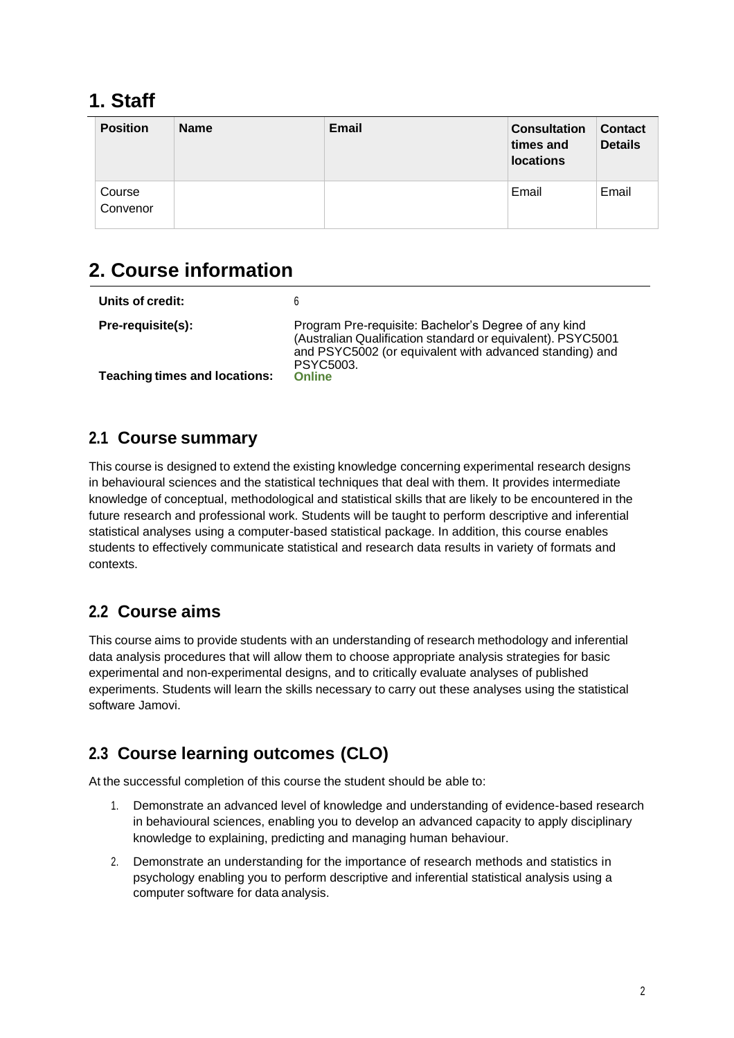# 1. Staff

| Position | Name | Email | Consultation times and locations | Contact Details |
|---|---|---|---|---|
| Course Convenor | | | Email | Email |

# 2. Course information

| | |
|---|---|
| **Units of credit:** | 6 |
| **Pre-requisite(s):** | Program Pre-requisite: Bachelor's Degree of any kind (Australian Qualification standard or equivalent). PSYC5001 and PSYC5002 (or equivalent with advanced standing) and PSYC5003. |
| **Teaching times and locations:** | **Online** |

## 2.1 Course summary

This course is designed to extend the existing knowledge concerning experimental research designs in behavioural sciences and the statistical techniques that deal with them. It provides intermediate knowledge of conceptual, methodological and statistical skills that are likely to be encountered in the future research and professional work. Students will be taught to perform descriptive and inferential statistical analyses using a computer-based statistical package. In addition, this course enables students to effectively communicate statistical and research data results in variety of formats and contexts.

## 2.2 Course aims

This course aims to provide students with an understanding of research methodology and inferential data analysis procedures that will allow them to choose appropriate analysis strategies for basic experimental and non-experimental designs, and to critically evaluate analyses of published experiments. Students will learn the skills necessary to carry out these analyses using the statistical software Jamovi.

## 2.3 Course learning outcomes (CLO)

At the successful completion of this course the student should be able to:

1. Demonstrate an advanced level of knowledge and understanding of evidence-based research in behavioural sciences, enabling you to develop an advanced capacity to apply disciplinary knowledge to explaining, predicting and managing human behaviour.
2. Demonstrate an understanding for the importance of research methods and statistics in psychology enabling you to perform descriptive and inferential statistical analysis using a computer software for data analysis.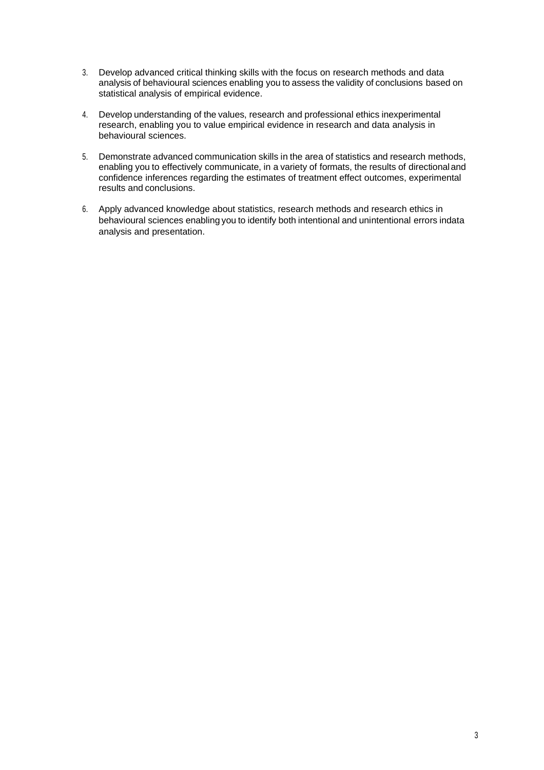3. Develop advanced critical thinking skills with the focus on research methods and data analysis of behavioural sciences enabling you to assess the validity of conclusions based on statistical analysis of empirical evidence.

4. Develop understanding of the values, research and professional ethics inexperimental research, enabling you to value empirical evidence in research and data analysis in behavioural sciences.

5. Demonstrate advanced communication skills in the area of statistics and research methods, enabling you to effectively communicate, in a variety of formats, the results of directionaland confidence inferences regarding the estimates of treatment effect outcomes, experimental results and conclusions.

6. Apply advanced knowledge about statistics, research methods and research ethics in behavioural sciences enabling you to identify both intentional and unintentional errors indata analysis and presentation.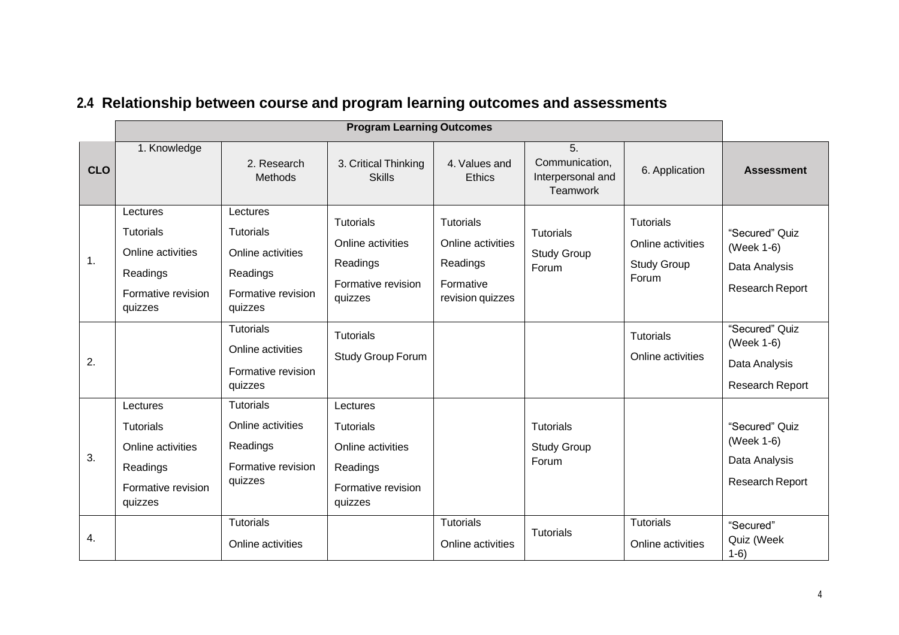## 2.4 Relationship between course and program learning outcomes and assessments

| | Program Learning Outcomes | | | | | | |
|---|---|---|---|---|---|---|---|
| **CLO** | 1. Knowledge | 2. Research Methods | 3. Critical Thinking Skills | 4. Values and Ethics | 5. Communication, Interpersonal and Teamwork | 6. Application | **Assessment** |
| 1. | Lectures<br>Tutorials<br>Online activities<br>Readings<br>Formative revision quizzes | Lectures<br>Tutorials<br>Online activities<br>Readings<br>Formative revision quizzes | Tutorials<br>Online activities<br>Readings<br>Formative revision quizzes | Tutorials<br>Online activities<br>Readings<br>Formative revision quizzes | Tutorials<br>Study Group Forum | Tutorials<br>Online activities<br>Study Group Forum | "Secured" Quiz (Week 1-6)<br>Data Analysis<br>Research Report |
| 2. | | Tutorials<br>Online activities<br>Formative revision quizzes | Tutorials<br>Study Group Forum | | | Tutorials<br>Online activities | "Secured" Quiz (Week 1-6)<br>Data Analysis<br>Research Report |
| 3. | Lectures<br>Tutorials<br>Online activities<br>Readings<br>Formative revision quizzes | Tutorials<br>Online activities<br>Readings<br>Formative revision quizzes | Lectures<br>Tutorials<br>Online activities<br>Readings<br>Formative revision quizzes | | Tutorials<br>Study Group Forum | | "Secured" Quiz (Week 1-6)<br>Data Analysis<br>Research Report |
| 4. | | Tutorials<br>Online activities | | Tutorials<br>Online activities | Tutorials | Tutorials<br>Online activities | "Secured" Quiz (Week 1-6) |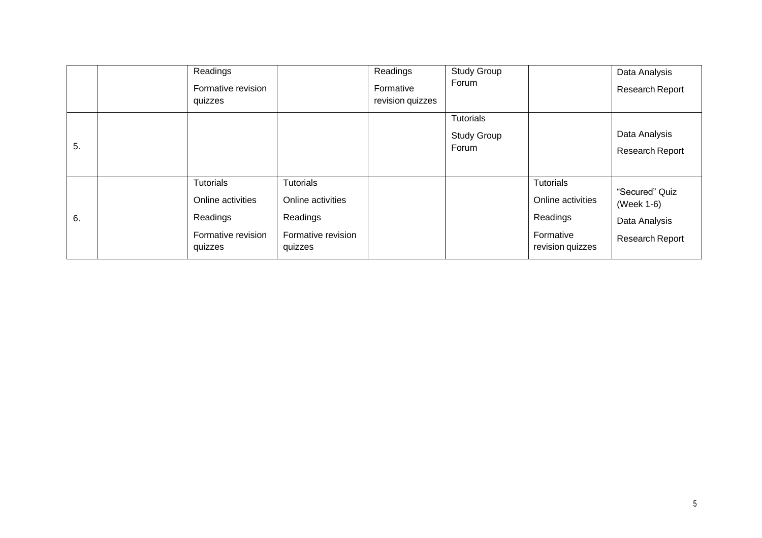| | | | | | | | |
|---|---|---|---|---|---|---|---|
| | | Readings<br>Formative revision quizzes | | Readings<br>Formative revision quizzes | Study Group Forum | | Data Analysis<br>Research Report |
| 5. | | | | | Tutorials<br>Study Group Forum | | Data Analysis<br>Research Report |
| 6. | | Tutorials<br>Online activities<br>Readings<br>Formative revision quizzes | Tutorials<br>Online activities<br>Readings<br>Formative revision quizzes | | | Tutorials<br>Online activities<br>Readings<br>Formative revision quizzes | "Secured" Quiz (Week 1-6)<br>Data Analysis<br>Research Report |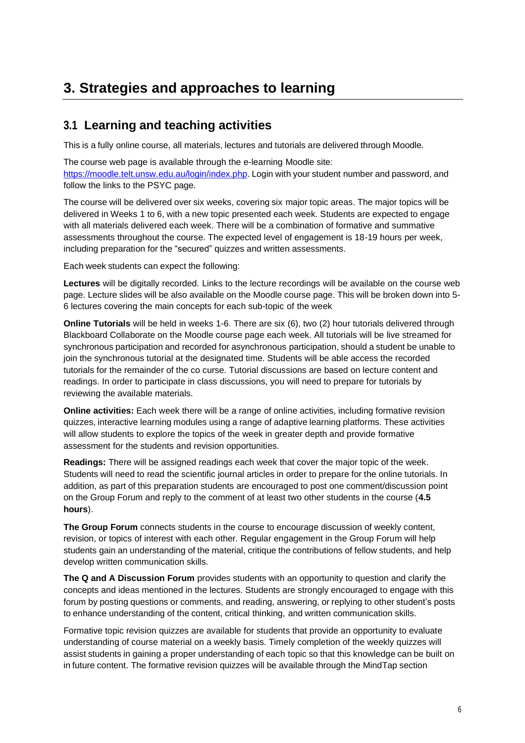# 3. Strategies and approaches to learning

## 3.1 Learning and teaching activities

This is a fully online course, all materials, lectures and tutorials are delivered through Moodle.

The course web page is available through the e-learning Moodle site: [https://moodle.telt.unsw.edu.au/login/index.php](https://moodle.telt.unsw.edu.au/login/index.php). Login with your student number and password, and follow the links to the PSYC page.

The course will be delivered over six weeks, covering six major topic areas. The major topics will be delivered in Weeks 1 to 6, with a new topic presented each week. Students are expected to engage with all materials delivered each week. There will be a combination of formative and summative assessments throughout the course. The expected level of engagement is 18-19 hours per week, including preparation for the "secured" quizzes and written assessments.

Each week students can expect the following:

**Lectures** will be digitally recorded. Links to the lecture recordings will be available on the course web page. Lecture slides will be also available on the Moodle course page. This will be broken down into 5-6 lectures covering the main concepts for each sub-topic of the week

**Online Tutorials** will be held in weeks 1-6. There are six (6), two (2) hour tutorials delivered through Blackboard Collaborate on the Moodle course page each week. All tutorials will be live streamed for synchronous participation and recorded for asynchronous participation, should a student be unable to join the synchronous tutorial at the designated time. Students will be able access the recorded tutorials for the remainder of the co curse. Tutorial discussions are based on lecture content and readings. In order to participate in class discussions, you will need to prepare for tutorials by reviewing the available materials.

**Online activities:** Each week there will be a range of online activities, including formative revision quizzes, interactive learning modules using a range of adaptive learning platforms. These activities will allow students to explore the topics of the week in greater depth and provide formative assessment for the students and revision opportunities.

**Readings:** There will be assigned readings each week that cover the major topic of the week. Students will need to read the scientific journal articles in order to prepare for the online tutorials. In addition, as part of this preparation students are encouraged to post one comment/discussion point on the Group Forum and reply to the comment of at least two other students in the course (**4.5 hours**).

**The Group Forum** connects students in the course to encourage discussion of weekly content, revision, or topics of interest with each other. Regular engagement in the Group Forum will help students gain an understanding of the material, critique the contributions of fellow students, and help develop written communication skills.

**The Q and A Discussion Forum** provides students with an opportunity to question and clarify the concepts and ideas mentioned in the lectures. Students are strongly encouraged to engage with this forum by posting questions or comments, and reading, answering, or replying to other student's posts to enhance understanding of the content, critical thinking, and written communication skills.

Formative topic revision quizzes are available for students that provide an opportunity to evaluate understanding of course material on a weekly basis. Timely completion of the weekly quizzes will assist students in gaining a proper understanding of each topic so that this knowledge can be built on in future content. The formative revision quizzes will be available through the MindTap section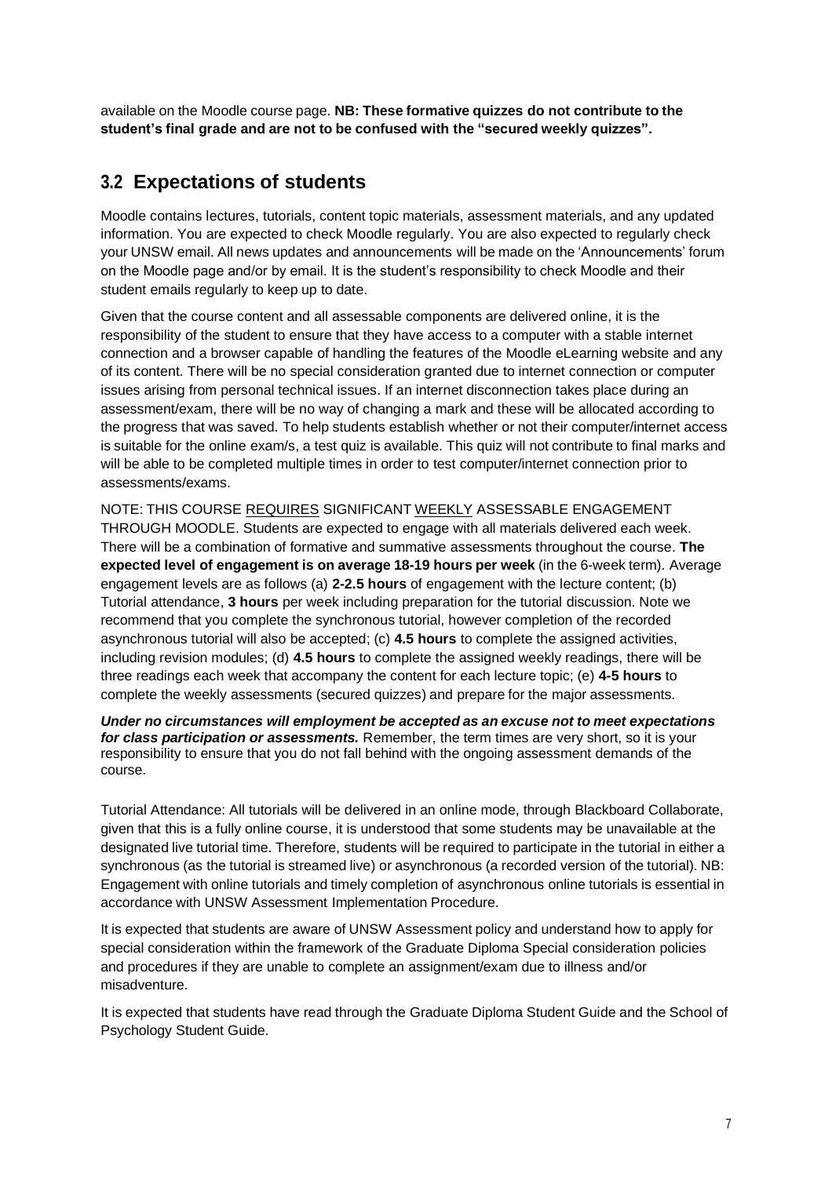available on the Moodle course page. **NB: These formative quizzes do not contribute to the student's final grade and are not to be confused with the "secured weekly quizzes".**

## 3.2 Expectations of students

Moodle contains lectures, tutorials, content topic materials, assessment materials, and any updated information. You are expected to check Moodle regularly. You are also expected to regularly check your UNSW email. All news updates and announcements will be made on the 'Announcements' forum on the Moodle page and/or by email. It is the student's responsibility to check Moodle and their student emails regularly to keep up to date.

Given that the course content and all assessable components are delivered online, it is the responsibility of the student to ensure that they have access to a computer with a stable internet connection and a browser capable of handling the features of the Moodle eLearning website and any of its content. There will be no special consideration granted due to internet connection or computer issues arising from personal technical issues. If an internet disconnection takes place during an assessment/exam, there will be no way of changing a mark and these will be allocated according to the progress that was saved. To help students establish whether or not their computer/internet access is suitable for the online exam/s, a test quiz is available. This quiz will not contribute to final marks and will be able to be completed multiple times in order to test computer/internet connection prior to assessments/exams.

NOTE: THIS COURSE <u>REQUIRES</u> SIGNIFICANT <u>WEEKLY</u> ASSESSABLE ENGAGEMENT THROUGH MOODLE. Students are expected to engage with all materials delivered each week. There will be a combination of formative and summative assessments throughout the course. **The expected level of engagement is on average 18-19 hours per week** (in the 6-week term). Average engagement levels are as follows (a) **2-2.5 hours** of engagement with the lecture content; (b) Tutorial attendance, **3 hours** per week including preparation for the tutorial discussion. Note we recommend that you complete the synchronous tutorial, however completion of the recorded asynchronous tutorial will also be accepted; (c) **4.5 hours** to complete the assigned activities, including revision modules; (d) **4.5 hours** to complete the assigned weekly readings, there will be three readings each week that accompany the content for each lecture topic; (e) **4-5 hours** to complete the weekly assessments (secured quizzes) and prepare for the major assessments.

***Under no circumstances will employment be accepted as an excuse not to meet expectations for class participation or assessments.*** Remember, the term times are very short, so it is your responsibility to ensure that you do not fall behind with the ongoing assessment demands of the course.

Tutorial Attendance: All tutorials will be delivered in an online mode, through Blackboard Collaborate, given that this is a fully online course, it is understood that some students may be unavailable at the designated live tutorial time. Therefore, students will be required to participate in the tutorial in either a synchronous (as the tutorial is streamed live) or asynchronous (a recorded version of the tutorial). NB: Engagement with online tutorials and timely completion of asynchronous online tutorials is essential in accordance with UNSW Assessment Implementation Procedure.

It is expected that students are aware of UNSW Assessment policy and understand how to apply for special consideration within the framework of the Graduate Diploma Special consideration policies and procedures if they are unable to complete an assignment/exam due to illness and/or misadventure.

It is expected that students have read through the Graduate Diploma Student Guide and the School of Psychology Student Guide.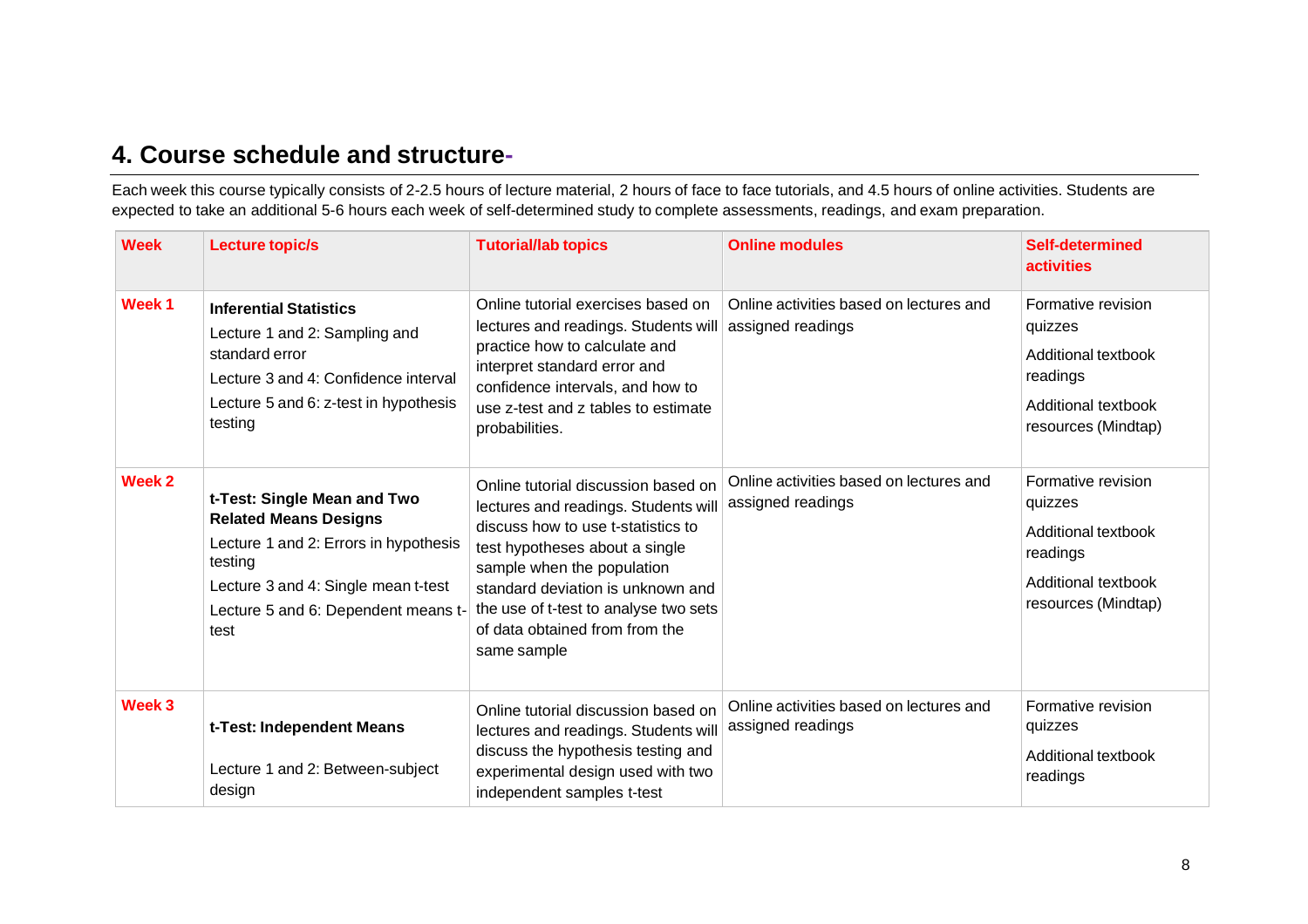## 4. Course schedule and structure-

Each week this course typically consists of 2-2.5 hours of lecture material, 2 hours of face to face tutorials, and 4.5 hours of online activities. Students are expected to take an additional 5-6 hours each week of self-determined study to complete assessments, readings, and exam preparation.

| Week | Lecture topic/s | Tutorial/lab topics | Online modules | Self-determined activities |
|---|---|---|---|---|
| Week 1 | **Inferential Statistics**<br>Lecture 1 and 2: Sampling and standard error<br>Lecture 3 and 4: Confidence interval<br>Lecture 5 and 6: z-test in hypothesis testing | Online tutorial exercises based on lectures and readings. Students will practice how to calculate and interpret standard error and confidence intervals, and how to use z-test and z tables to estimate probabilities. | Online activities based on lectures and assigned readings | Formative revision quizzes<br>Additional textbook readings<br>Additional textbook resources (Mindtap) |
| Week 2 | **t-Test: Single Mean and Two Related Means Designs**<br>Lecture 1 and 2: Errors in hypothesis testing<br>Lecture 3 and 4: Single mean t-test<br>Lecture 5 and 6: Dependent means t-test | Online tutorial discussion based on lectures and readings. Students will discuss how to use t-statistics to test hypotheses about a single sample when the population standard deviation is unknown and the use of t-test to analyse two sets of data obtained from from the same sample | Online activities based on lectures and assigned readings | Formative revision quizzes<br>Additional textbook readings<br>Additional textbook resources (Mindtap) |
| Week 3 | **t-Test: Independent Means**<br>Lecture 1 and 2: Between-subject design | Online tutorial discussion based on lectures and readings. Students will discuss the hypothesis testing and experimental design used with two independent samples t-test | Online activities based on lectures and assigned readings | Formative revision quizzes<br>Additional textbook readings |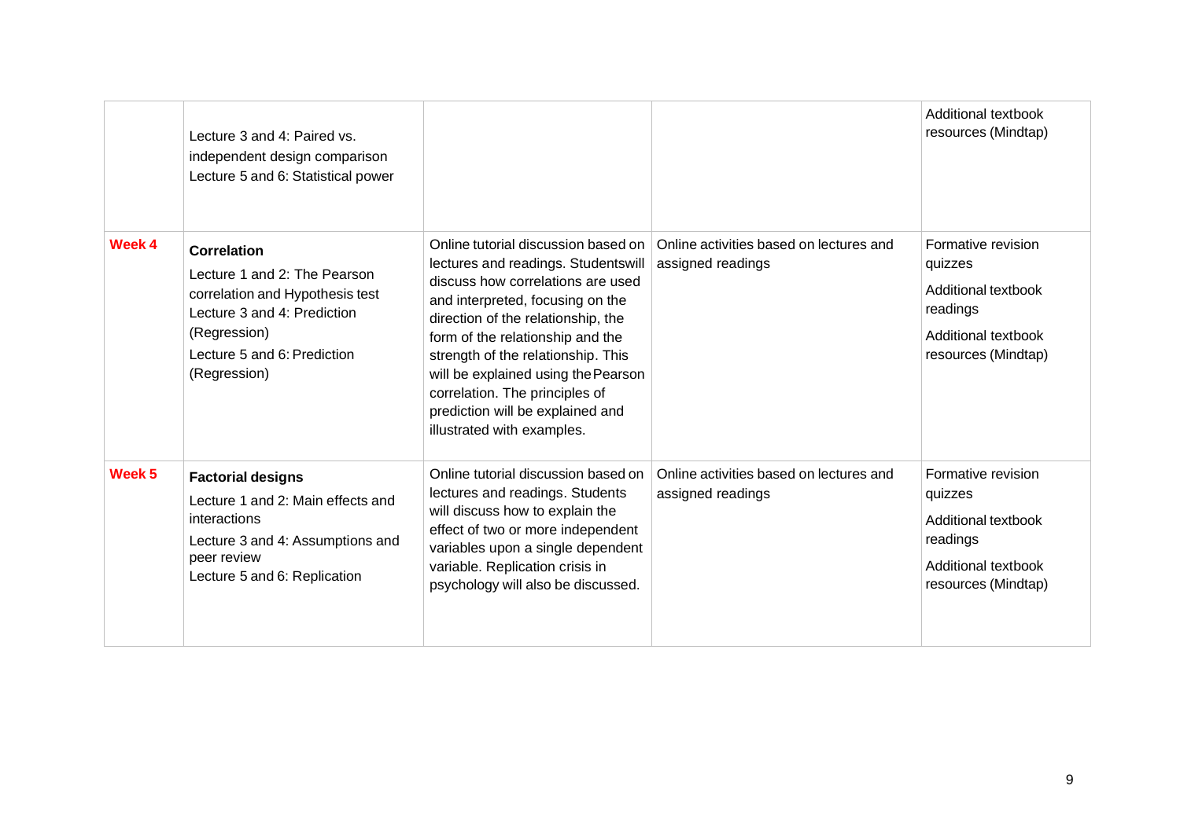| | | | | |
|---|---|---|---|---|
| | Lecture 3 and 4: Paired vs. independent design comparison<br>Lecture 5 and 6: Statistical power | | | Additional textbook resources (Mindtap) |
| **Week 4** | **Correlation**<br>Lecture 1 and 2: The Pearson correlation and Hypothesis test<br>Lecture 3 and 4: Prediction (Regression)<br>Lecture 5 and 6: Prediction (Regression) | Online tutorial discussion based on lectures and readings. Studentswill discuss how correlations are used and interpreted, focusing on the direction of the relationship, the form of the relationship and the strength of the relationship. This will be explained using thePearson correlation. The principles of prediction will be explained and illustrated with examples. | Online activities based on lectures and assigned readings | Formative revision quizzes<br>Additional textbook readings<br>Additional textbook resources (Mindtap) |
| **Week 5** | **Factorial designs**<br>Lecture 1 and 2: Main effects and interactions<br>Lecture 3 and 4: Assumptions and peer review<br>Lecture 5 and 6: Replication | Online tutorial discussion based on lectures and readings. Students will discuss how to explain the effect of two or more independent variables upon a single dependent variable. Replication crisis in psychology will also be discussed. | Online activities based on lectures and assigned readings | Formative revision quizzes<br>Additional textbook readings<br>Additional textbook resources (Mindtap) |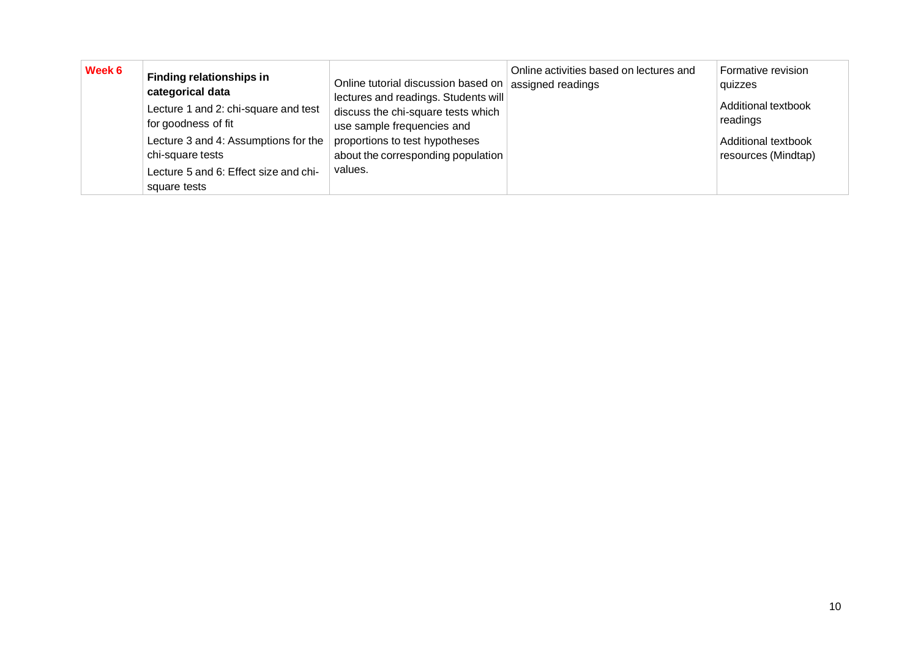| **Week 6** | **Finding relationships in categorical data**<br>Lecture 1 and 2: chi-square and test for goodness of fit<br>Lecture 3 and 4: Assumptions for the chi-square tests<br>Lecture 5 and 6: Effect size and chi-square tests | Online tutorial discussion based on lectures and readings. Students will discuss the chi-square tests which use sample frequencies and proportions to test hypotheses about the corresponding population values. | Online activities based on lectures and assigned readings | Formative revision quizzes<br>Additional textbook readings<br>Additional textbook resources (Mindtap) |
|---|---|---|---|---|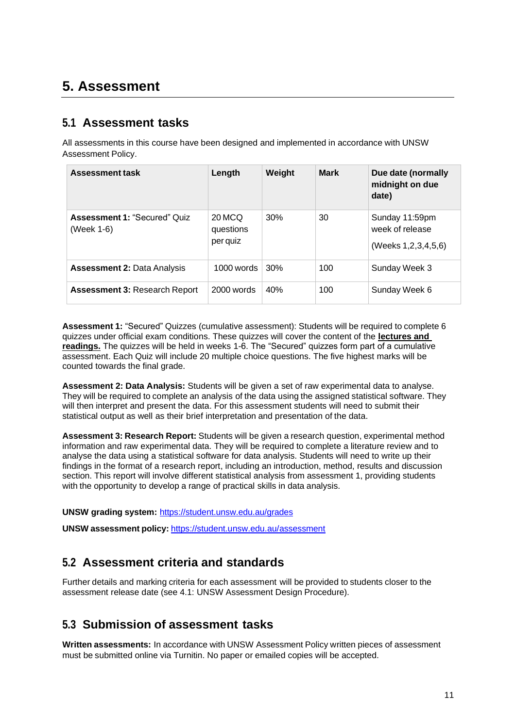# 5. Assessment

## 5.1 Assessment tasks

All assessments in this course have been designed and implemented in accordance with UNSW Assessment Policy.

| Assessment task | Length | Weight | Mark | Due date (normally midnight on due date) |
|---|---|---|---|---|
| **Assessment 1:** "Secured" Quiz (Week 1-6) | 20 MCQ questions per quiz | 30% | 30 | Sunday 11:59pm week of release (Weeks 1,2,3,4,5,6) |
| **Assessment 2:** Data Analysis | 1000 words | 30% | 100 | Sunday Week 3 |
| **Assessment 3:** Research Report | 2000 words | 40% | 100 | Sunday Week 6 |

**Assessment 1:** "Secured" Quizzes (cumulative assessment): Students will be required to complete 6 quizzes under official exam conditions. These quizzes will cover the content of the **lectures and readings.** The quizzes will be held in weeks 1-6. The "Secured" quizzes form part of a cumulative assessment. Each Quiz will include 20 multiple choice questions. The five highest marks will be counted towards the final grade.

**Assessment 2: Data Analysis:** Students will be given a set of raw experimental data to analyse. They will be required to complete an analysis of the data using the assigned statistical software. They will then interpret and present the data. For this assessment students will need to submit their statistical output as well as their brief interpretation and presentation of the data.

**Assessment 3: Research Report:** Students will be given a research question, experimental method information and raw experimental data. They will be required to complete a literature review and to analyse the data using a statistical software for data analysis. Students will need to write up their findings in the format of a research report, including an introduction, method, results and discussion section. This report will involve different statistical analysis from assessment 1, providing students with the opportunity to develop a range of practical skills in data analysis.

**UNSW grading system:** https://student.unsw.edu.au/grades

**UNSW assessment policy:** https://student.unsw.edu.au/assessment

## 5.2 Assessment criteria and standards

Further details and marking criteria for each assessment will be provided to students closer to the assessment release date (see 4.1: UNSW Assessment Design Procedure).

## 5.3 Submission of assessment tasks

**Written assessments:** In accordance with UNSW Assessment Policy written pieces of assessment must be submitted online via Turnitin. No paper or emailed copies will be accepted.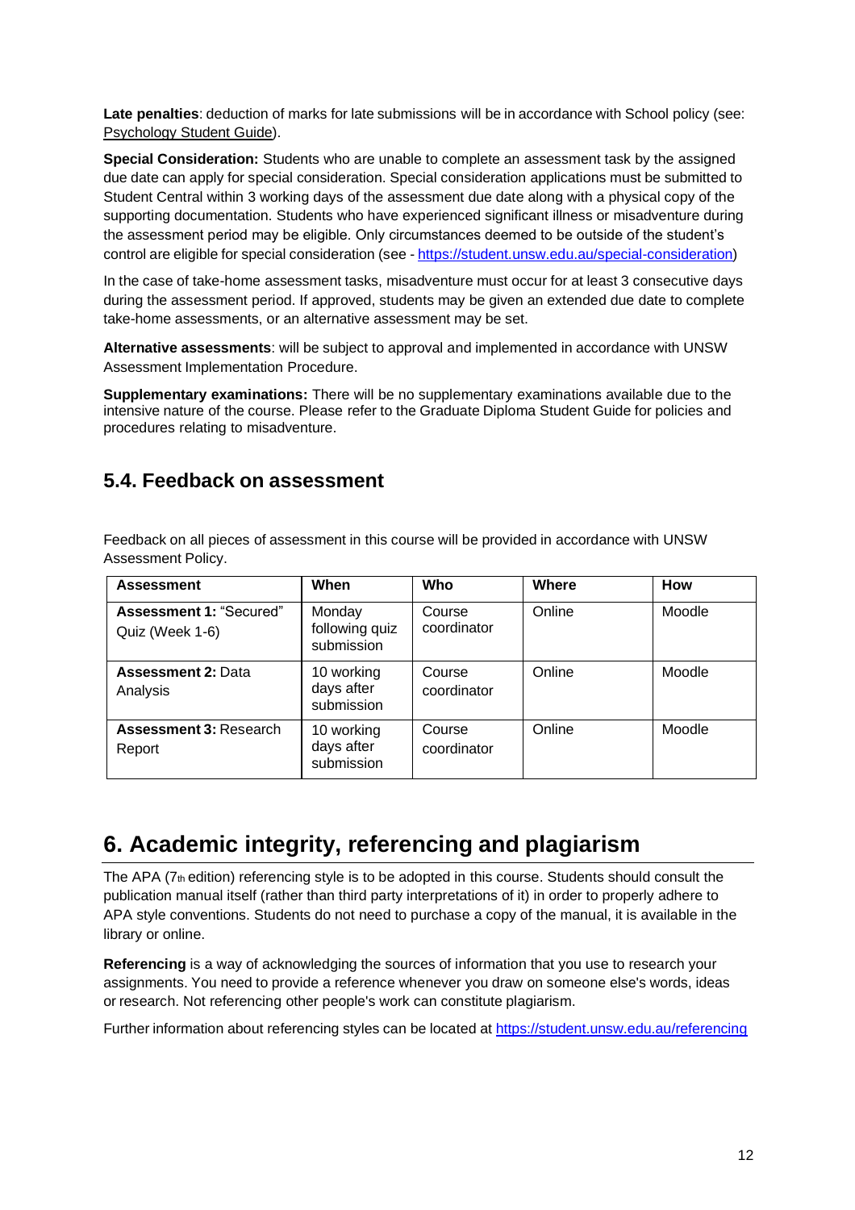**Late penalties**: deduction of marks for late submissions will be in accordance with School policy (see: Psychology Student Guide).

**Special Consideration:** Students who are unable to complete an assessment task by the assigned due date can apply for special consideration. Special consideration applications must be submitted to Student Central within 3 working days of the assessment due date along with a physical copy of the supporting documentation. Students who have experienced significant illness or misadventure during the assessment period may be eligible. Only circumstances deemed to be outside of the student's control are eligible for special consideration (see - https://student.unsw.edu.au/special-consideration)

In the case of take-home assessment tasks, misadventure must occur for at least 3 consecutive days during the assessment period. If approved, students may be given an extended due date to complete take-home assessments, or an alternative assessment may be set.

**Alternative assessments**: will be subject to approval and implemented in accordance with UNSW Assessment Implementation Procedure.

**Supplementary examinations:** There will be no supplementary examinations available due to the intensive nature of the course. Please refer to the Graduate Diploma Student Guide for policies and procedures relating to misadventure.

## 5.4. Feedback on assessment

Feedback on all pieces of assessment in this course will be provided in accordance with UNSW Assessment Policy.

| Assessment | When | Who | Where | How |
| --- | --- | --- | --- | --- |
| **Assessment 1:** "Secured" Quiz (Week 1-6) | Monday following quiz submission | Course coordinator | Online | Moodle |
| **Assessment 2:** Data Analysis | 10 working days after submission | Course coordinator | Online | Moodle |
| **Assessment 3:** Research Report | 10 working days after submission | Course coordinator | Online | Moodle |

# 6. Academic integrity, referencing and plagiarism

The APA (7th edition) referencing style is to be adopted in this course. Students should consult the publication manual itself (rather than third party interpretations of it) in order to properly adhere to APA style conventions. Students do not need to purchase a copy of the manual, it is available in the library or online.

**Referencing** is a way of acknowledging the sources of information that you use to research your assignments. You need to provide a reference whenever you draw on someone else's words, ideas or research. Not referencing other people's work can constitute plagiarism.

Further information about referencing styles can be located at https://student.unsw.edu.au/referencing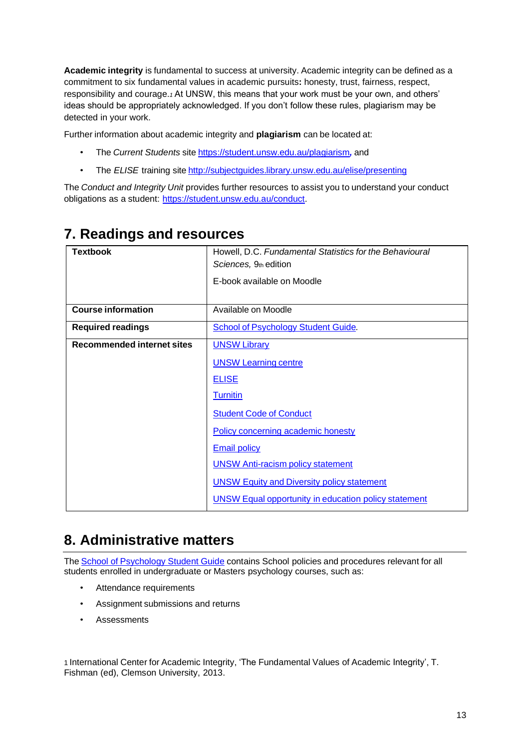**Academic integrity** is fundamental to success at university. Academic integrity can be defined as a commitment to six fundamental values in academic pursuits**:** honesty, trust, fairness, respect, responsibility and courage.[1] At UNSW, this means that your work must be your own, and others' ideas should be appropriately acknowledged. If you don't follow these rules, plagiarism may be detected in your work.

Further information about academic integrity and **plagiarism** can be located at:

- The *Current Students* site https://student.unsw.edu.au/plagiarism**,** and
- The *ELISE* training site http://subjectguides.library.unsw.edu.au/elise/presenting

The *Conduct and Integrity Unit* provides further resources to assist you to understand your conduct obligations as a student: https://student.unsw.edu.au/conduct.

## 7. Readings and resources

| | |
|---|---|
| **Textbook** | Howell, D.C. *Fundamental Statistics for the Behavioural Sciences,* 9th edition<br><br>E-book available on Moodle |
| **Course information** | Available on Moodle |
| **Required readings** | School of Psychology Student Guide. |
| **Recommended internet sites** | UNSW Library<br><br>UNSW Learning centre<br><br>ELISE<br><br>Turnitin<br><br>Student Code of Conduct<br><br>Policy concerning academic honesty<br><br>Email policy<br><br>UNSW Anti-racism policy statement<br><br>UNSW Equity and Diversity policy statement<br><br>UNSW Equal opportunity in education policy statement |

## 8. Administrative matters

The School of Psychology Student Guide contains School policies and procedures relevant for all students enrolled in undergraduate or Masters psychology courses, such as:

- Attendance requirements
- Assignment submissions and returns
- Assessments

[1] International Center for Academic Integrity, 'The Fundamental Values of Academic Integrity', T. Fishman (ed), Clemson University, 2013.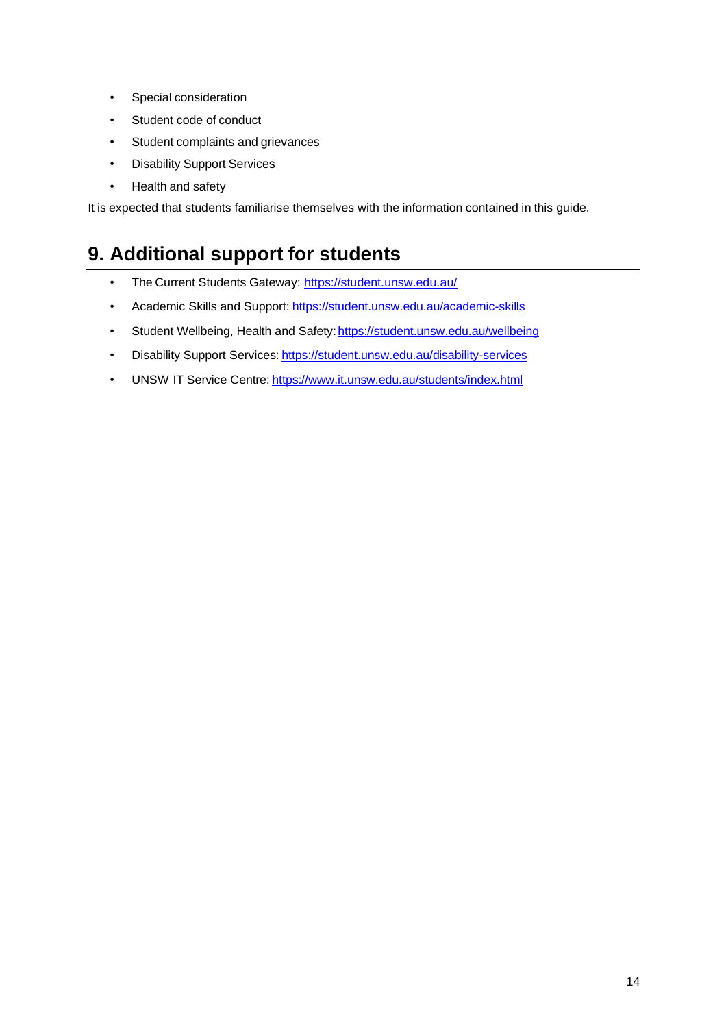- Special consideration
- Student code of conduct
- Student complaints and grievances
- Disability Support Services
- Health and safety

It is expected that students familiarise themselves with the information contained in this guide.

## 9. Additional support for students

- The Current Students Gateway: https://student.unsw.edu.au/
- Academic Skills and Support: https://student.unsw.edu.au/academic-skills
- Student Wellbeing, Health and Safety: https://student.unsw.edu.au/wellbeing
- Disability Support Services: https://student.unsw.edu.au/disability-services
- UNSW IT Service Centre: https://www.it.unsw.edu.au/students/index.html